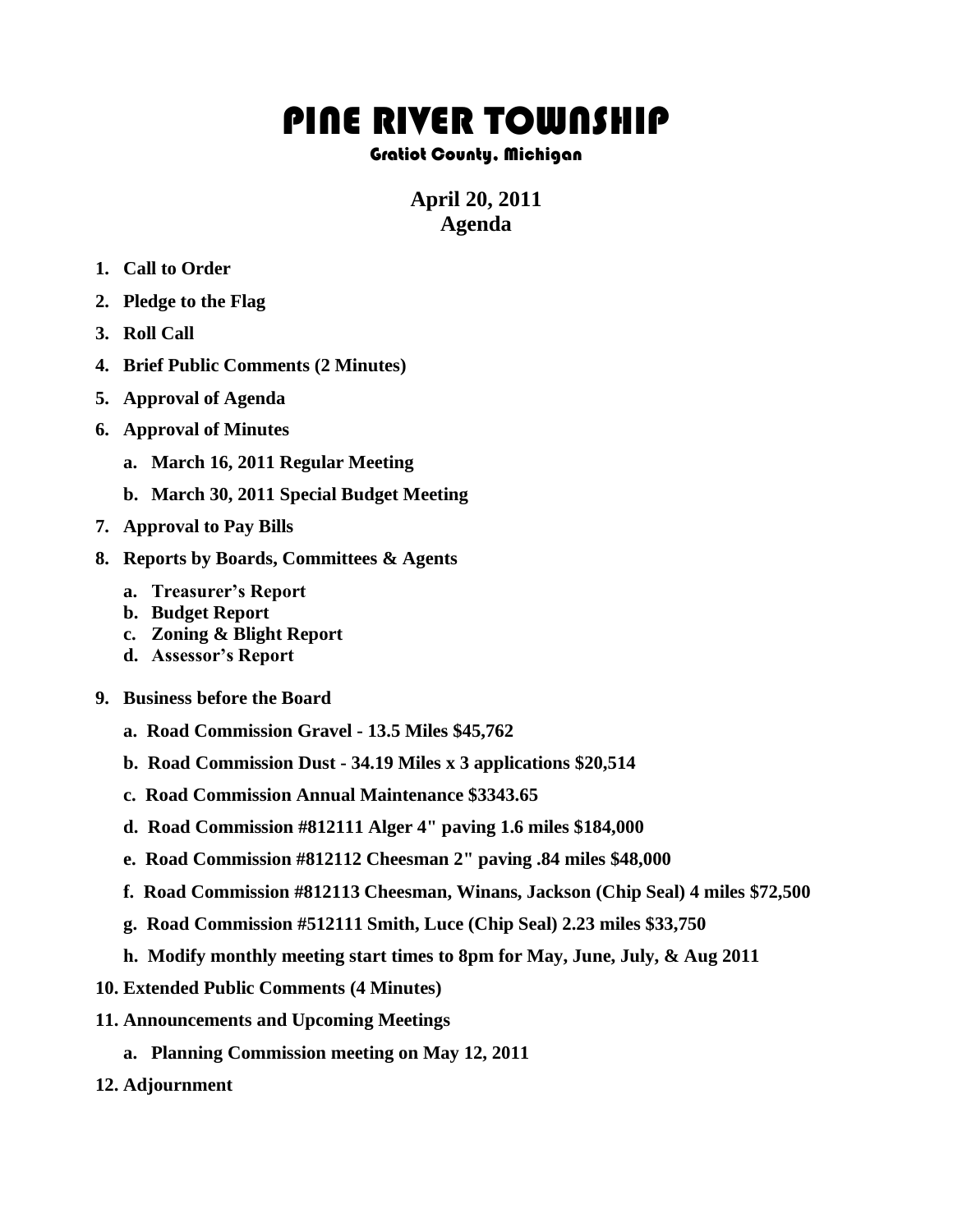# PINE RIVER TOWNSHIP

### Gratiot County, Michigan

**April 20, 2011**
**Agenda**

1. **Call to Order**
2. **Pledge to the Flag**
3. **Roll Call**
4. **Brief Public Comments (2 Minutes)**
5. **Approval of Agenda**
6. **Approval of Minutes**
   a. **March 16, 2011 Regular Meeting**
   b. **March 30, 2011 Special Budget Meeting**
7. **Approval to Pay Bills**
8. **Reports by Boards, Committees & Agents**
   a. **Treasurer's Report**
   b. **Budget Report**
   c. **Zoning & Blight Report**
   d. **Assessor's Report**
9. **Business before the Board**
   a. **Road Commission Gravel - 13.5 Miles $45,762**
   b. **Road Commission Dust - 34.19 Miles x 3 applications $20,514**
   c. **Road Commission Annual Maintenance $3343.65**
   d. **Road Commission #812111 Alger 4" paving 1.6 miles $184,000**
   e. **Road Commission #812112 Cheesman 2" paving .84 miles $48,000**
   f. **Road Commission #812113 Cheesman, Winans, Jackson (Chip Seal) 4 miles $72,500**
   g. **Road Commission #512111 Smith, Luce (Chip Seal) 2.23 miles $33,750**
   h. **Modify monthly meeting start times to 8pm for May, June, July, & Aug 2011**
10. **Extended Public Comments (4 Minutes)**
11. **Announcements and Upcoming Meetings**
    a. **Planning Commission meeting on May 12, 2011**
12. **Adjournment**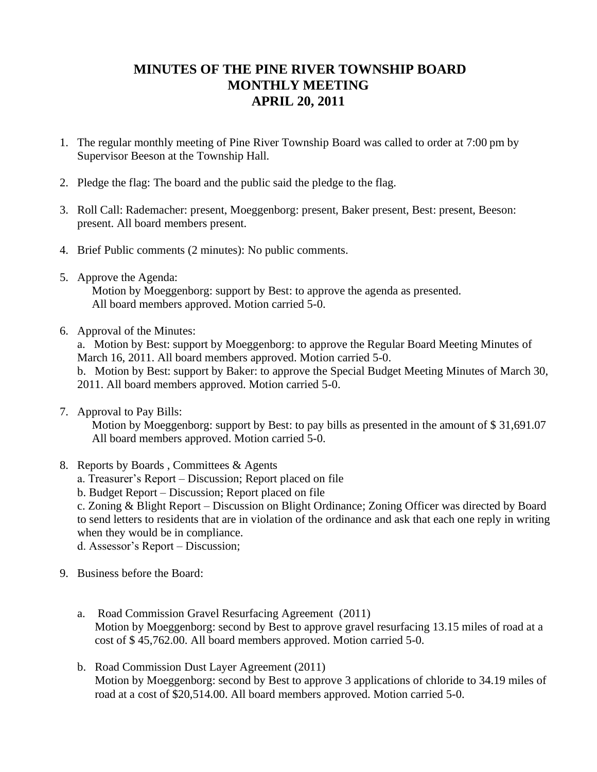# MINUTES OF THE PINE RIVER TOWNSHIP BOARD
# MONTHLY MEETING
# APRIL 20, 2011

1. The regular monthly meeting of Pine River Township Board was called to order at 7:00 pm by Supervisor Beeson at the Township Hall.

2. Pledge the flag: The board and the public said the pledge to the flag.

3. Roll Call: Rademacher: present, Moeggenborg: present, Baker present, Best: present, Beeson: present. All board members present.

4. Brief Public comments (2 minutes): No public comments.

5. Approve the Agenda:
   Motion by Moeggenborg: support by Best: to approve the agenda as presented.
   All board members approved. Motion carried 5-0.

6. Approval of the Minutes:
   a. Motion by Best: support by Moeggenborg: to approve the Regular Board Meeting Minutes of March 16, 2011. All board members approved. Motion carried 5-0.
   b. Motion by Best: support by Baker: to approve the Special Budget Meeting Minutes of March 30, 2011. All board members approved. Motion carried 5-0.

7. Approval to Pay Bills:
   Motion by Moeggenborg: support by Best: to pay bills as presented in the amount of $ 31,691.07
   All board members approved. Motion carried 5-0.

8. Reports by Boards , Committees & Agents
   a. Treasurer's Report – Discussion; Report placed on file
   b. Budget Report – Discussion; Report placed on file
   c. Zoning & Blight Report – Discussion on Blight Ordinance; Zoning Officer was directed by Board to send letters to residents that are in violation of the ordinance and ask that each one reply in writing when they would be in compliance.
   d. Assessor's Report – Discussion;

9. Business before the Board:

   a. Road Commission Gravel Resurfacing Agreement (2011)
      Motion by Moeggenborg: second by Best to approve gravel resurfacing 13.15 miles of road at a cost of $ 45,762.00. All board members approved. Motion carried 5-0.

   b. Road Commission Dust Layer Agreement (2011)
      Motion by Moeggenborg: second by Best to approve 3 applications of chloride to 34.19 miles of road at a cost of $20,514.00. All board members approved. Motion carried 5-0.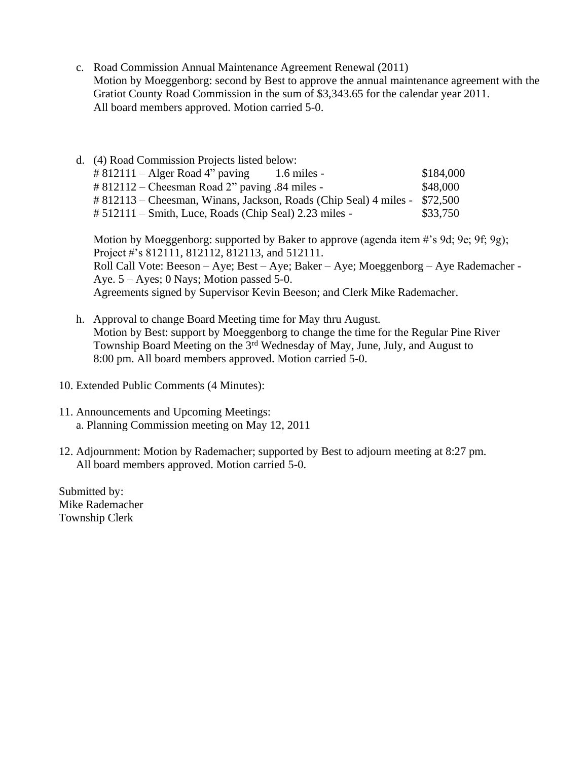c. Road Commission Annual Maintenance Agreement Renewal (2011)
   Motion by Moeggenborg: second by Best to approve the annual maintenance agreement with the Gratiot County Road Commission in the sum of $3,343.65 for the calendar year 2011.
   All board members approved. Motion carried 5-0.

d. (4) Road Commission Projects listed below:

| | | |
|---|---|---|
| # 812111 – Alger Road 4" paving | 1.6 miles - | $184,000 |
| # 812112 – Cheesman Road 2" paving .84 miles - | | $48,000 |
| # 812113 – Cheesman, Winans, Jackson, Roads (Chip Seal) 4 miles - | | $72,500 |
| # 512111 – Smith, Luce, Roads (Chip Seal) 2.23 miles - | | $33,750 |

   Motion by Moeggenborg: supported by Baker to approve (agenda item #'s 9d; 9e; 9f; 9g); Project #'s 812111, 812112, 812113, and 512111.
   Roll Call Vote: Beeson – Aye; Best – Aye; Baker – Aye; Moeggenborg – Aye Rademacher - Aye. 5 – Ayes; 0 Nays; Motion passed 5-0.
   Agreements signed by Supervisor Kevin Beeson; and Clerk Mike Rademacher.

h. Approval to change Board Meeting time for May thru August.
   Motion by Best: support by Moeggenborg to change the time for the Regular Pine River Township Board Meeting on the 3rd Wednesday of May, June, July, and August to 8:00 pm. All board members approved. Motion carried 5-0.

10. Extended Public Comments (4 Minutes):

11. Announcements and Upcoming Meetings:
    a. Planning Commission meeting on May 12, 2011

12. Adjournment: Motion by Rademacher; supported by Best to adjourn meeting at 8:27 pm.
    All board members approved. Motion carried 5-0.

Submitted by:
Mike Rademacher
Township Clerk